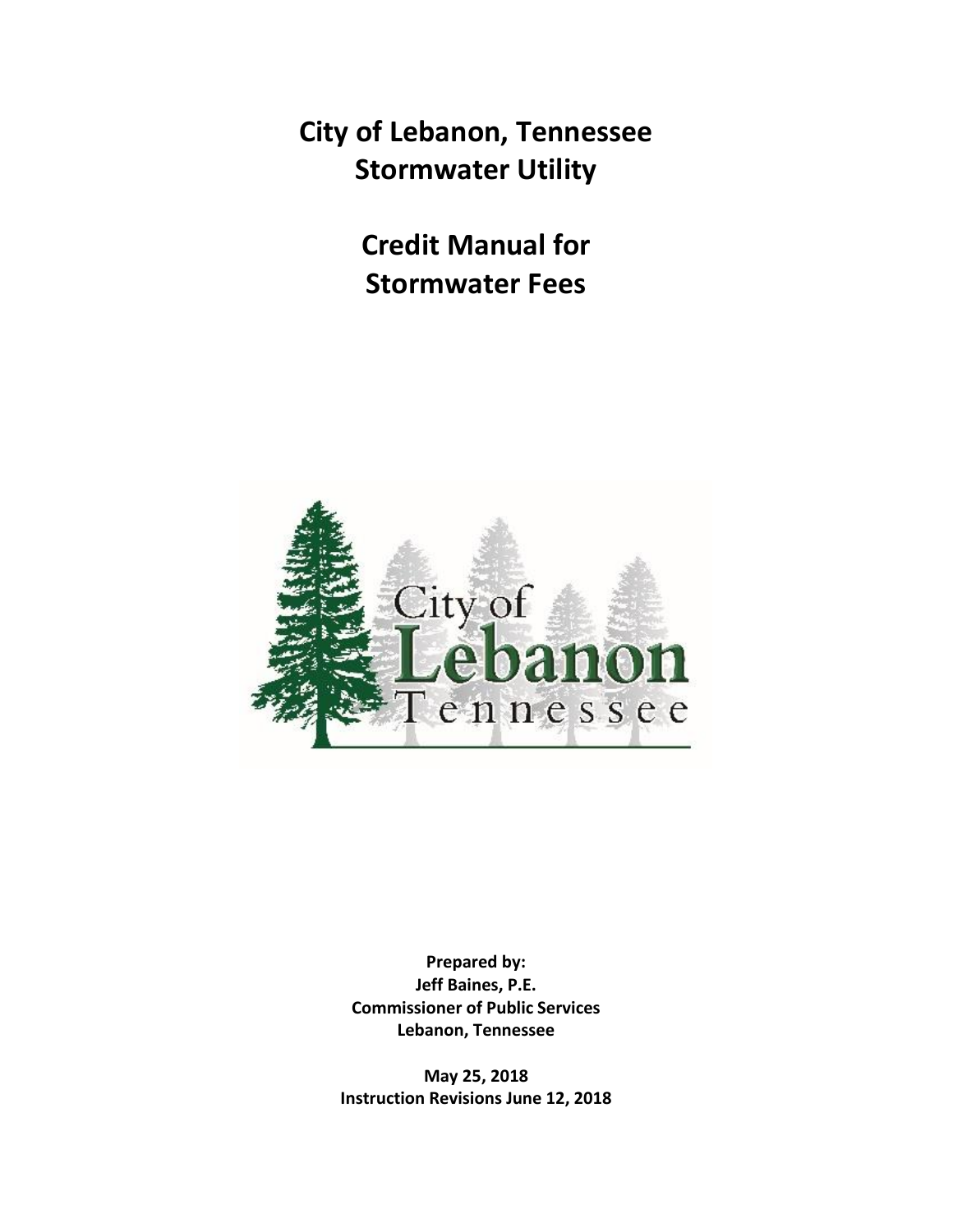# City of Lebanon, Tennessee
# Stormwater Utility

# Credit Manual for
# Stormwater Fees

**Prepared by:**
**Jeff Baines, P.E.**
**Commissioner of Public Services**
**Lebanon, Tennessee**

**May 25, 2018**
**Instruction Revisions June 12, 2018**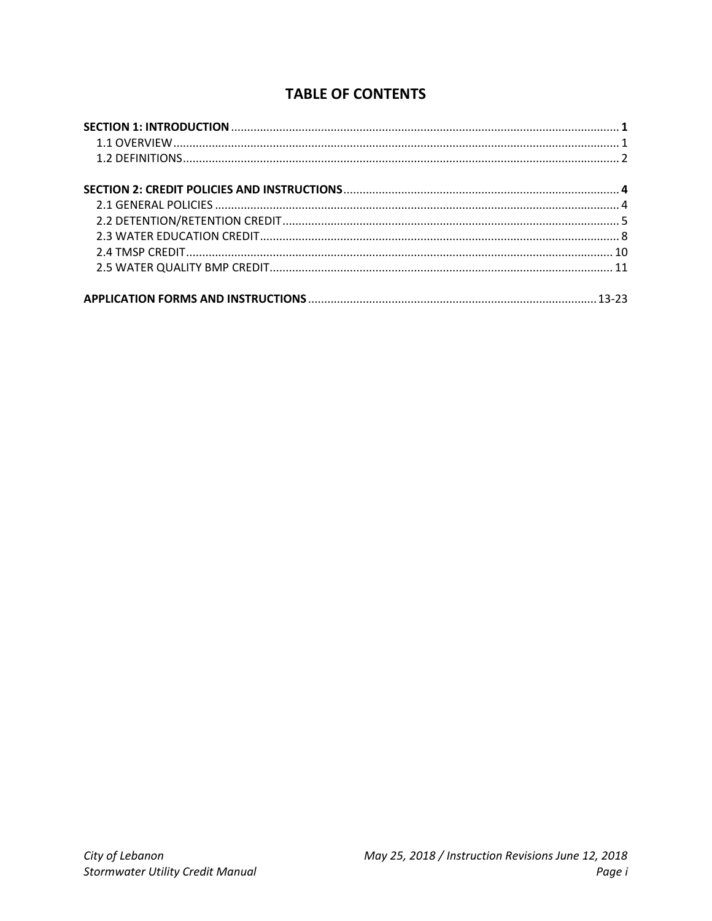# TABLE OF CONTENTS

**SECTION 1: INTRODUCTION** .......... **1**
- 1.1 OVERVIEW .......... 1
- 1.2 DEFINITIONS .......... 2

**SECTION 2: CREDIT POLICIES AND INSTRUCTIONS** .......... **4**
- 2.1 GENERAL POLICIES .......... 4
- 2.2 DETENTION/RETENTION CREDIT .......... 5
- 2.3 WATER EDUCATION CREDIT .......... 8
- 2.4 TMSP CREDIT .......... 10
- 2.5 WATER QUALITY BMP CREDIT .......... 11

**APPLICATION FORMS AND INSTRUCTIONS** .......... 13-23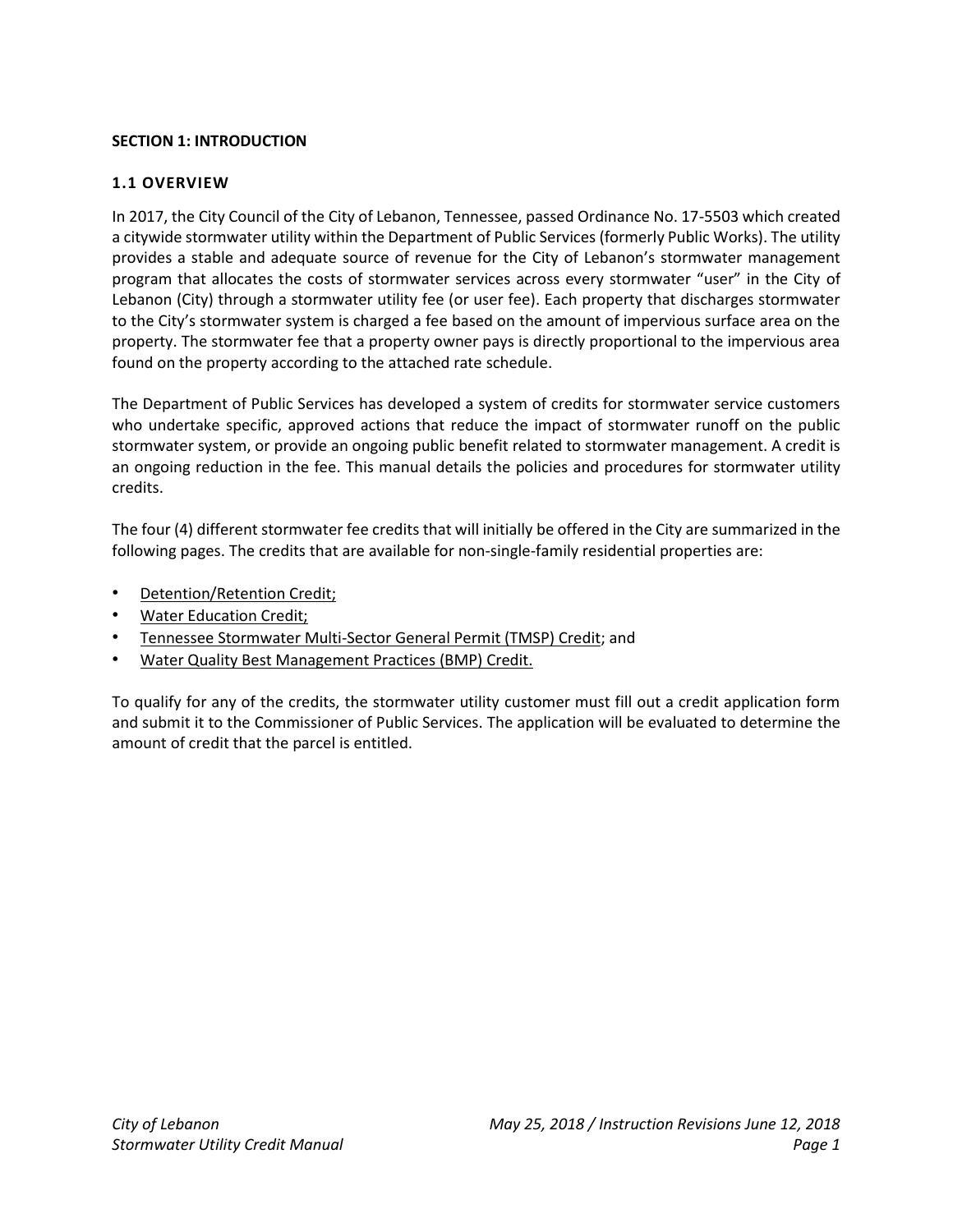## SECTION 1: INTRODUCTION

### 1.1 OVERVIEW

In 2017, the City Council of the City of Lebanon, Tennessee, passed Ordinance No. 17-5503 which created a citywide stormwater utility within the Department of Public Services (formerly Public Works). The utility provides a stable and adequate source of revenue for the City of Lebanon's stormwater management program that allocates the costs of stormwater services across every stormwater "user" in the City of Lebanon (City) through a stormwater utility fee (or user fee). Each property that discharges stormwater to the City's stormwater system is charged a fee based on the amount of impervious surface area on the property. The stormwater fee that a property owner pays is directly proportional to the impervious area found on the property according to the attached rate schedule.

The Department of Public Services has developed a system of credits for stormwater service customers who undertake specific, approved actions that reduce the impact of stormwater runoff on the public stormwater system, or provide an ongoing public benefit related to stormwater management. A credit is an ongoing reduction in the fee. This manual details the policies and procedures for stormwater utility credits.

The four (4) different stormwater fee credits that will initially be offered in the City are summarized in the following pages. The credits that are available for non-single-family residential properties are:

- Detention/Retention Credit;
- Water Education Credit;
- Tennessee Stormwater Multi-Sector General Permit (TMSP) Credit; and
- Water Quality Best Management Practices (BMP) Credit.

To qualify for any of the credits, the stormwater utility customer must fill out a credit application form and submit it to the Commissioner of Public Services. The application will be evaluated to determine the amount of credit that the parcel is entitled.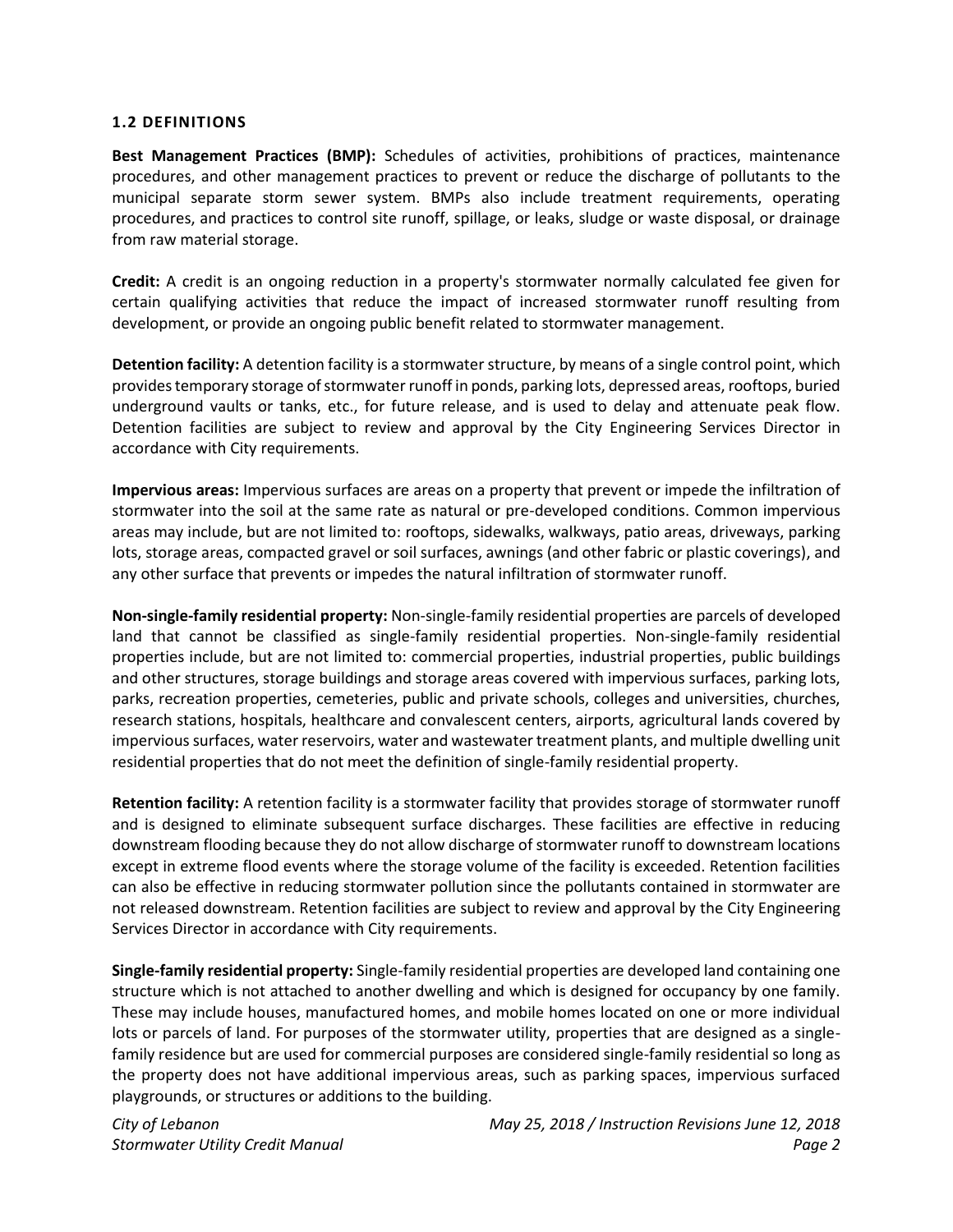### 1.2 DEFINITIONS

**Best Management Practices (BMP):** Schedules of activities, prohibitions of practices, maintenance procedures, and other management practices to prevent or reduce the discharge of pollutants to the municipal separate storm sewer system. BMPs also include treatment requirements, operating procedures, and practices to control site runoff, spillage, or leaks, sludge or waste disposal, or drainage from raw material storage.

**Credit:** A credit is an ongoing reduction in a property's stormwater normally calculated fee given for certain qualifying activities that reduce the impact of increased stormwater runoff resulting from development, or provide an ongoing public benefit related to stormwater management.

**Detention facility:** A detention facility is a stormwater structure, by means of a single control point, which provides temporary storage of stormwater runoff in ponds, parking lots, depressed areas, rooftops, buried underground vaults or tanks, etc., for future release, and is used to delay and attenuate peak flow. Detention facilities are subject to review and approval by the City Engineering Services Director in accordance with City requirements.

**Impervious areas:** Impervious surfaces are areas on a property that prevent or impede the infiltration of stormwater into the soil at the same rate as natural or pre-developed conditions. Common impervious areas may include, but are not limited to: rooftops, sidewalks, walkways, patio areas, driveways, parking lots, storage areas, compacted gravel or soil surfaces, awnings (and other fabric or plastic coverings), and any other surface that prevents or impedes the natural infiltration of stormwater runoff.

**Non-single-family residential property:** Non-single-family residential properties are parcels of developed land that cannot be classified as single-family residential properties. Non-single-family residential properties include, but are not limited to: commercial properties, industrial properties, public buildings and other structures, storage buildings and storage areas covered with impervious surfaces, parking lots, parks, recreation properties, cemeteries, public and private schools, colleges and universities, churches, research stations, hospitals, healthcare and convalescent centers, airports, agricultural lands covered by impervious surfaces, water reservoirs, water and wastewater treatment plants, and multiple dwelling unit residential properties that do not meet the definition of single-family residential property.

**Retention facility:** A retention facility is a stormwater facility that provides storage of stormwater runoff and is designed to eliminate subsequent surface discharges. These facilities are effective in reducing downstream flooding because they do not allow discharge of stormwater runoff to downstream locations except in extreme flood events where the storage volume of the facility is exceeded. Retention facilities can also be effective in reducing stormwater pollution since the pollutants contained in stormwater are not released downstream. Retention facilities are subject to review and approval by the City Engineering Services Director in accordance with City requirements.

**Single-family residential property:** Single-family residential properties are developed land containing one structure which is not attached to another dwelling and which is designed for occupancy by one family. These may include houses, manufactured homes, and mobile homes located on one or more individual lots or parcels of land. For purposes of the stormwater utility, properties that are designed as a single-family residence but are used for commercial purposes are considered single-family residential so long as the property does not have additional impervious areas, such as parking spaces, impervious surfaced playgrounds, or structures or additions to the building.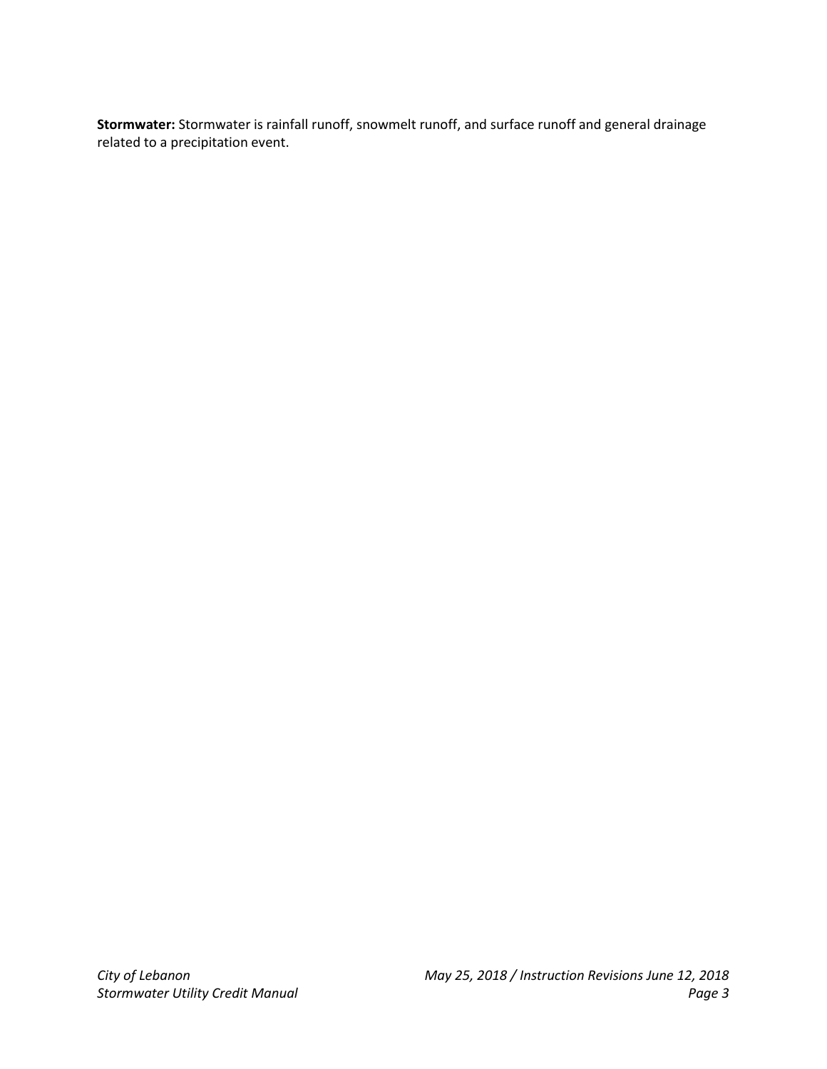**Stormwater:** Stormwater is rainfall runoff, snowmelt runoff, and surface runoff and general drainage related to a precipitation event.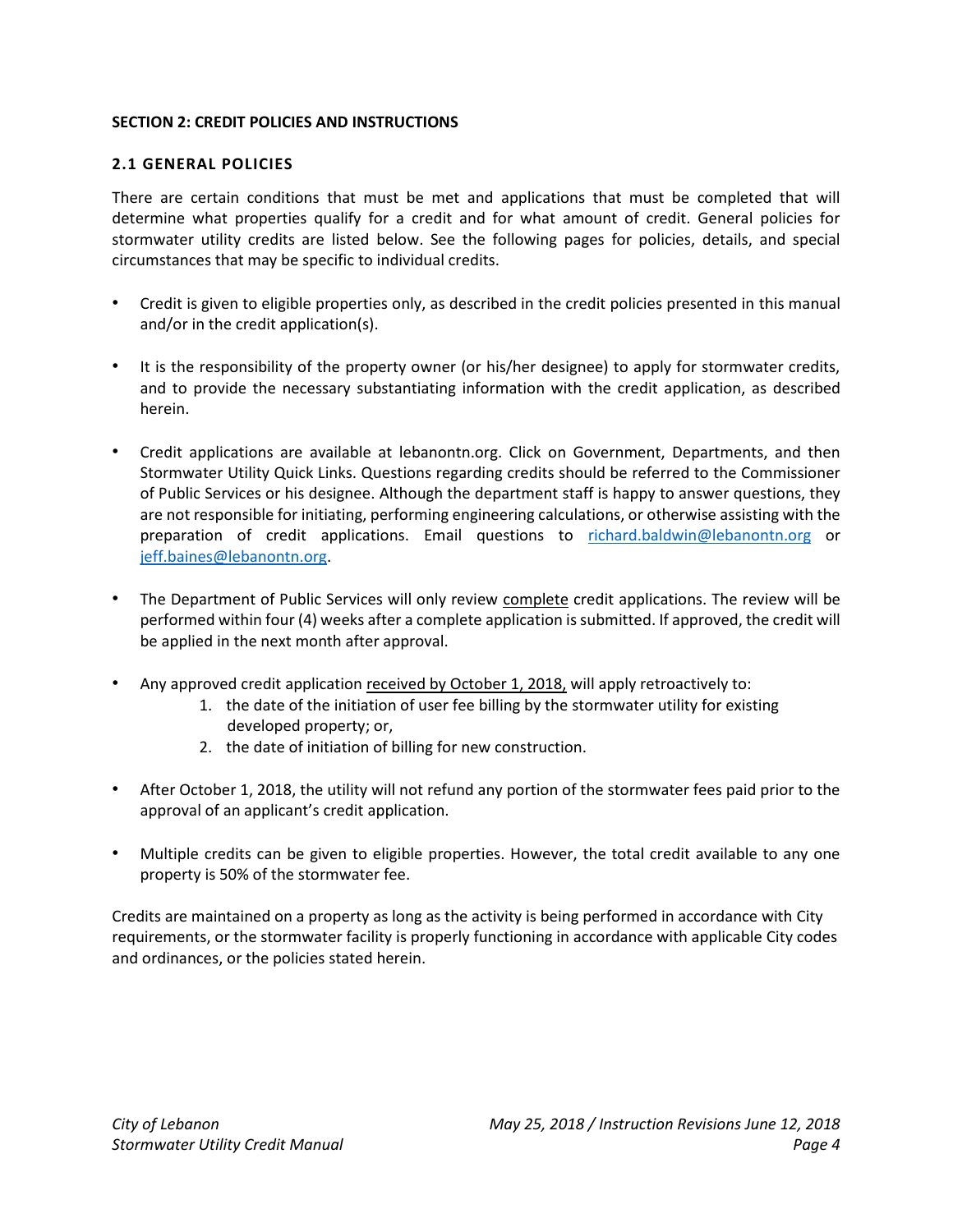## SECTION 2: CREDIT POLICIES AND INSTRUCTIONS

### 2.1 GENERAL POLICIES

There are certain conditions that must be met and applications that must be completed that will determine what properties qualify for a credit and for what amount of credit. General policies for stormwater utility credits are listed below. See the following pages for policies, details, and special circumstances that may be specific to individual credits.

- Credit is given to eligible properties only, as described in the credit policies presented in this manual and/or in the credit application(s).
- It is the responsibility of the property owner (or his/her designee) to apply for stormwater credits, and to provide the necessary substantiating information with the credit application, as described herein.
- Credit applications are available at lebanontn.org. Click on Government, Departments, and then Stormwater Utility Quick Links. Questions regarding credits should be referred to the Commissioner of Public Services or his designee. Although the department staff is happy to answer questions, they are not responsible for initiating, performing engineering calculations, or otherwise assisting with the preparation of credit applications. Email questions to richard.baldwin@lebanontn.org or jeff.baines@lebanontn.org.
- The Department of Public Services will only review complete credit applications. The review will be performed within four (4) weeks after a complete application is submitted. If approved, the credit will be applied in the next month after approval.
- Any approved credit application received by October 1, 2018, will apply retroactively to:
    1. the date of the initiation of user fee billing by the stormwater utility for existing developed property; or,
    2. the date of initiation of billing for new construction.
- After October 1, 2018, the utility will not refund any portion of the stormwater fees paid prior to the approval of an applicant's credit application.
- Multiple credits can be given to eligible properties. However, the total credit available to any one property is 50% of the stormwater fee.

Credits are maintained on a property as long as the activity is being performed in accordance with City requirements, or the stormwater facility is properly functioning in accordance with applicable City codes and ordinances, or the policies stated herein.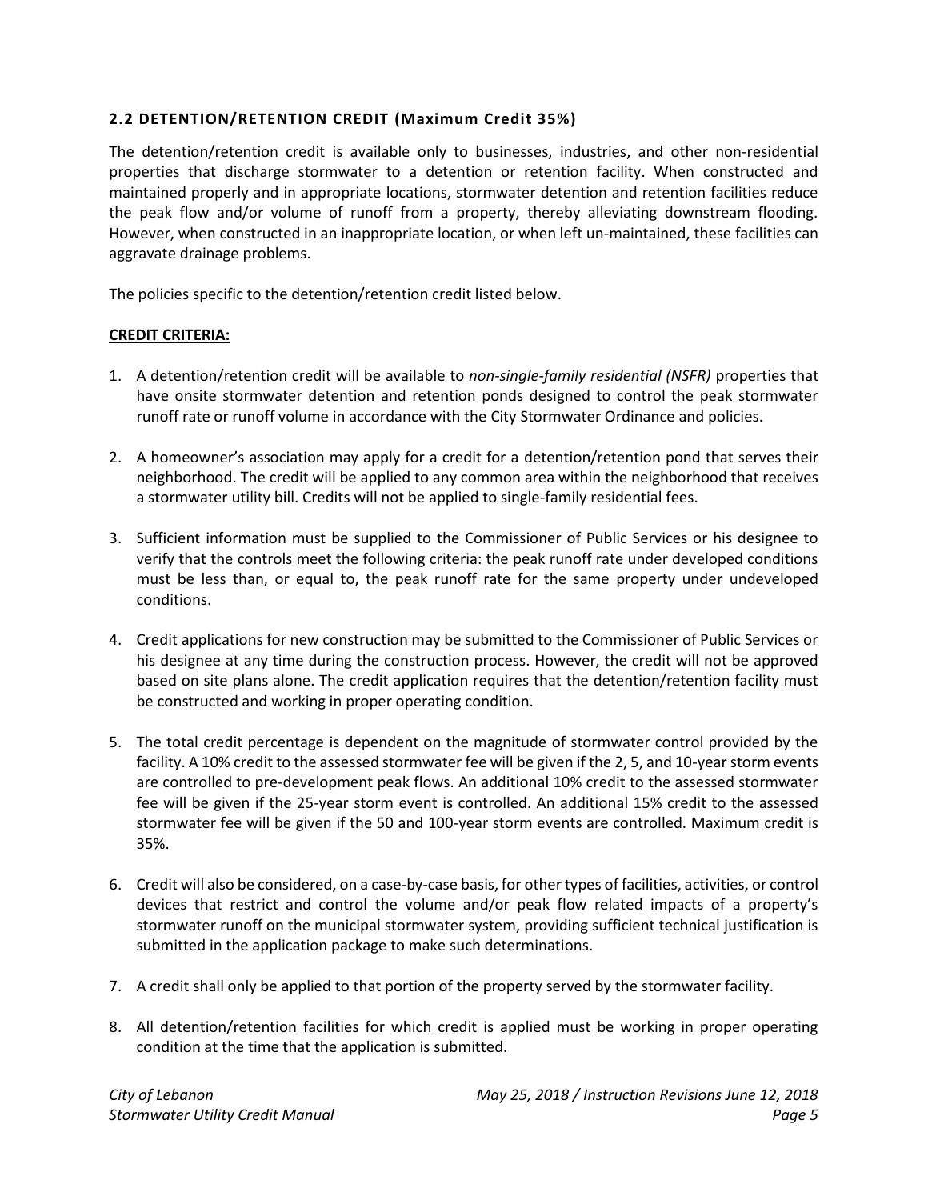## 2.2 DETENTION/RETENTION CREDIT (Maximum Credit 35%)

The detention/retention credit is available only to businesses, industries, and other non-residential properties that discharge stormwater to a detention or retention facility. When constructed and maintained properly and in appropriate locations, stormwater detention and retention facilities reduce the peak flow and/or volume of runoff from a property, thereby alleviating downstream flooding. However, when constructed in an inappropriate location, or when left un-maintained, these facilities can aggravate drainage problems.

The policies specific to the detention/retention credit listed below.

**CREDIT CRITERIA:**

1. A detention/retention credit will be available to *non-single-family residential (NSFR)* properties that have onsite stormwater detention and retention ponds designed to control the peak stormwater runoff rate or runoff volume in accordance with the City Stormwater Ordinance and policies.

2. A homeowner's association may apply for a credit for a detention/retention pond that serves their neighborhood. The credit will be applied to any common area within the neighborhood that receives a stormwater utility bill. Credits will not be applied to single-family residential fees.

3. Sufficient information must be supplied to the Commissioner of Public Services or his designee to verify that the controls meet the following criteria: the peak runoff rate under developed conditions must be less than, or equal to, the peak runoff rate for the same property under undeveloped conditions.

4. Credit applications for new construction may be submitted to the Commissioner of Public Services or his designee at any time during the construction process. However, the credit will not be approved based on site plans alone. The credit application requires that the detention/retention facility must be constructed and working in proper operating condition.

5. The total credit percentage is dependent on the magnitude of stormwater control provided by the facility. A 10% credit to the assessed stormwater fee will be given if the 2, 5, and 10-year storm events are controlled to pre-development peak flows. An additional 10% credit to the assessed stormwater fee will be given if the 25-year storm event is controlled. An additional 15% credit to the assessed stormwater fee will be given if the 50 and 100-year storm events are controlled. Maximum credit is 35%.

6. Credit will also be considered, on a case-by-case basis, for other types of facilities, activities, or control devices that restrict and control the volume and/or peak flow related impacts of a property's stormwater runoff on the municipal stormwater system, providing sufficient technical justification is submitted in the application package to make such determinations.

7. A credit shall only be applied to that portion of the property served by the stormwater facility.

8. All detention/retention facilities for which credit is applied must be working in proper operating condition at the time that the application is submitted.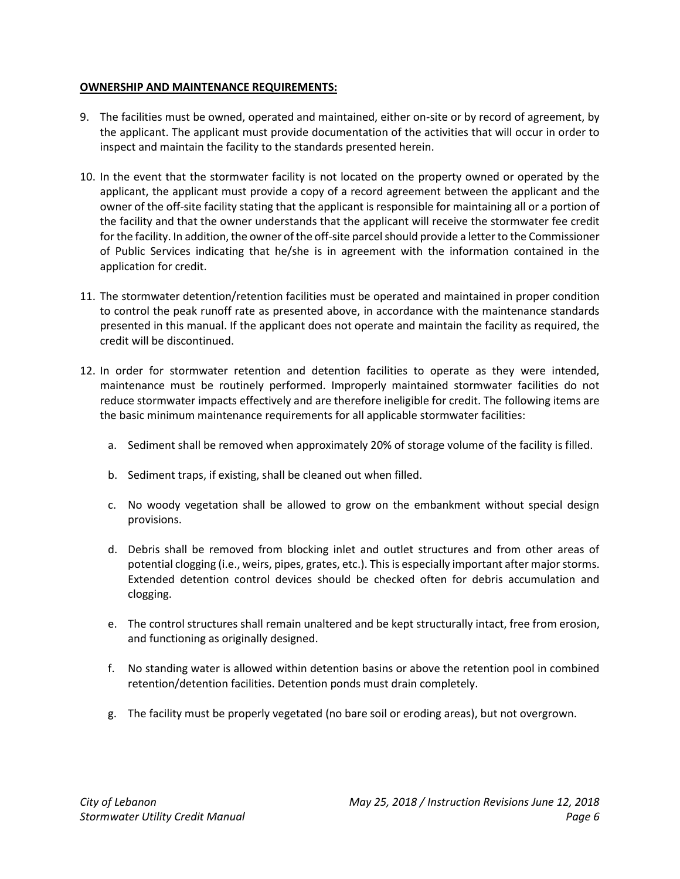**OWNERSHIP AND MAINTENANCE REQUIREMENTS:**

9. The facilities must be owned, operated and maintained, either on-site or by record of agreement, by the applicant. The applicant must provide documentation of the activities that will occur in order to inspect and maintain the facility to the standards presented herein.

10. In the event that the stormwater facility is not located on the property owned or operated by the applicant, the applicant must provide a copy of a record agreement between the applicant and the owner of the off-site facility stating that the applicant is responsible for maintaining all or a portion of the facility and that the owner understands that the applicant will receive the stormwater fee credit for the facility. In addition, the owner of the off-site parcel should provide a letter to the Commissioner of Public Services indicating that he/she is in agreement with the information contained in the application for credit.

11. The stormwater detention/retention facilities must be operated and maintained in proper condition to control the peak runoff rate as presented above, in accordance with the maintenance standards presented in this manual. If the applicant does not operate and maintain the facility as required, the credit will be discontinued.

12. In order for stormwater retention and detention facilities to operate as they were intended, maintenance must be routinely performed. Improperly maintained stormwater facilities do not reduce stormwater impacts effectively and are therefore ineligible for credit. The following items are the basic minimum maintenance requirements for all applicable stormwater facilities:

    a. Sediment shall be removed when approximately 20% of storage volume of the facility is filled.

    b. Sediment traps, if existing, shall be cleaned out when filled.

    c. No woody vegetation shall be allowed to grow on the embankment without special design provisions.

    d. Debris shall be removed from blocking inlet and outlet structures and from other areas of potential clogging (i.e., weirs, pipes, grates, etc.). This is especially important after major storms. Extended detention control devices should be checked often for debris accumulation and clogging.

    e. The control structures shall remain unaltered and be kept structurally intact, free from erosion, and functioning as originally designed.

    f. No standing water is allowed within detention basins or above the retention pool in combined retention/detention facilities. Detention ponds must drain completely.

    g. The facility must be properly vegetated (no bare soil or eroding areas), but not overgrown.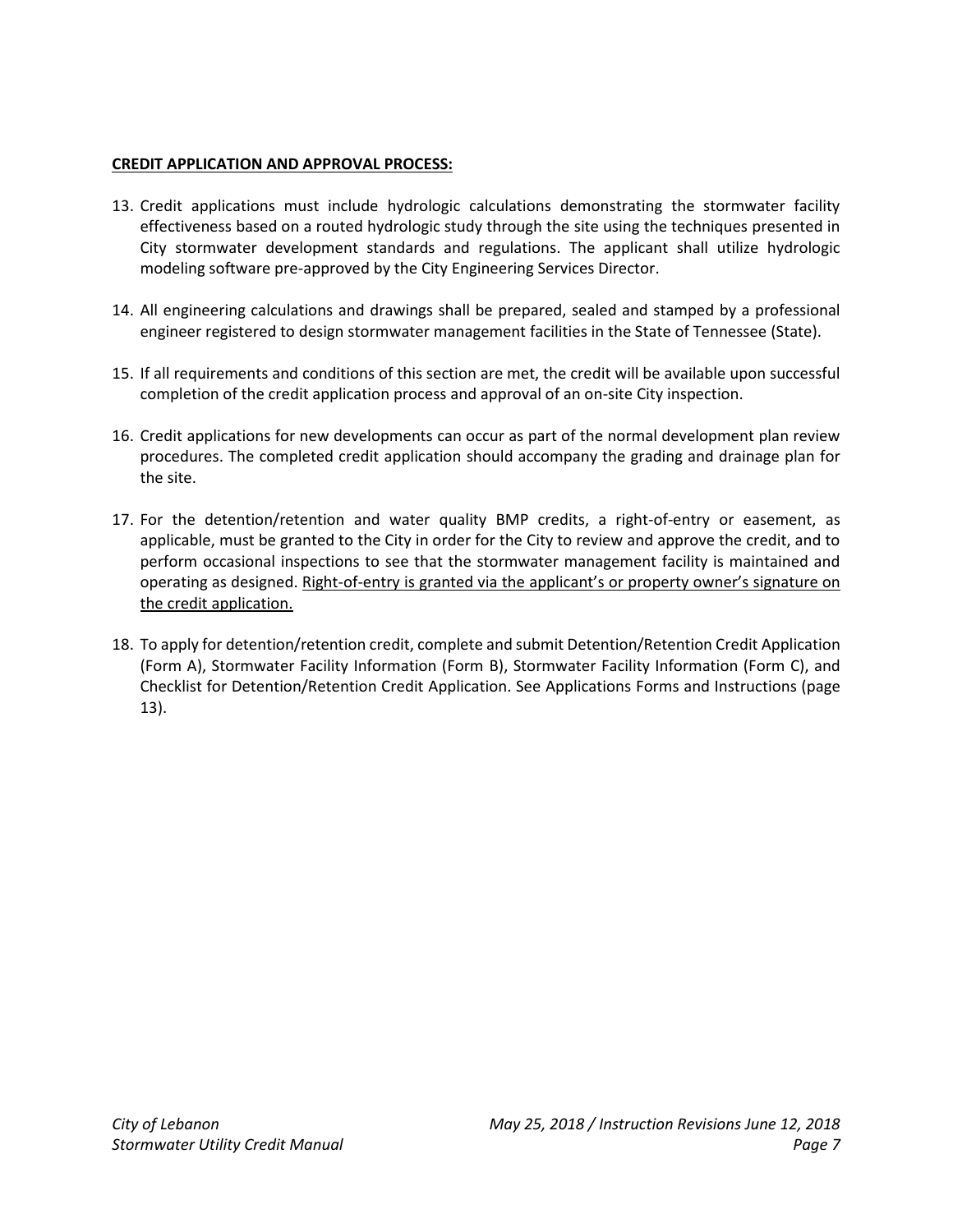**CREDIT APPLICATION AND APPROVAL PROCESS:**

13. Credit applications must include hydrologic calculations demonstrating the stormwater facility effectiveness based on a routed hydrologic study through the site using the techniques presented in City stormwater development standards and regulations. The applicant shall utilize hydrologic modeling software pre-approved by the City Engineering Services Director.

14. All engineering calculations and drawings shall be prepared, sealed and stamped by a professional engineer registered to design stormwater management facilities in the State of Tennessee (State).

15. If all requirements and conditions of this section are met, the credit will be available upon successful completion of the credit application process and approval of an on-site City inspection.

16. Credit applications for new developments can occur as part of the normal development plan review procedures. The completed credit application should accompany the grading and drainage plan for the site.

17. For the detention/retention and water quality BMP credits, a right-of-entry or easement, as applicable, must be granted to the City in order for the City to review and approve the credit, and to perform occasional inspections to see that the stormwater management facility is maintained and operating as designed. <u>Right-of-entry is granted via the applicant's or property owner's signature on the credit application.</u>

18. To apply for detention/retention credit, complete and submit Detention/Retention Credit Application (Form A), Stormwater Facility Information (Form B), Stormwater Facility Information (Form C), and Checklist for Detention/Retention Credit Application. See Applications Forms and Instructions (page 13).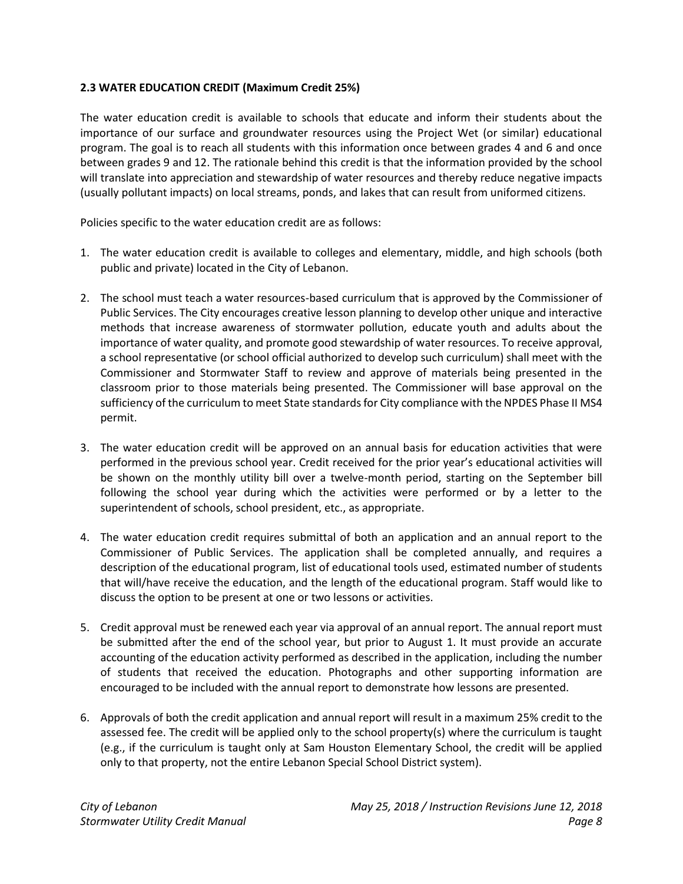### 2.3 WATER EDUCATION CREDIT (Maximum Credit 25%)

The water education credit is available to schools that educate and inform their students about the importance of our surface and groundwater resources using the Project Wet (or similar) educational program. The goal is to reach all students with this information once between grades 4 and 6 and once between grades 9 and 12. The rationale behind this credit is that the information provided by the school will translate into appreciation and stewardship of water resources and thereby reduce negative impacts (usually pollutant impacts) on local streams, ponds, and lakes that can result from uformed citizens.

Policies specific to the water education credit are as follows:

1. The water education credit is available to colleges and elementary, middle, and high schools (both public and private) located in the City of Lebanon.

2. The school must teach a water resources-based curriculum that is approved by the Commissioner of Public Services. The City encourages creative lesson planning to develop other unique and interactive methods that increase awareness of stormwater pollution, educate youth and adults about the importance of water quality, and promote good stewardship of water resources. To receive approval, a school representative (or school official authorized to develop such curriculum) shall meet with the Commissioner and Stormwater Staff to review and approve of materials being presented in the classroom prior to those materials being presented. The Commissioner will base approval on the sufficiency of the curriculum to meet State standards for City compliance with the NPDES Phase II MS4 permit.

3. The water education credit will be approved on an annual basis for education activities that were performed in the previous school year. Credit received for the prior year's educational activities will be shown on the monthly utility bill over a twelve-month period, starting on the September bill following the school year during which the activities were performed or by a letter to the superintendent of schools, school president, etc., as appropriate.

4. The water education credit requires submittal of both an application and an annual report to the Commissioner of Public Services. The application shall be completed annually, and requires a description of the educational program, list of educational tools used, estimated number of students that will/have receive the education, and the length of the educational program. Staff would like to discuss the option to be present at one or two lessons or activities.

5. Credit approval must be renewed each year via approval of an annual report. The annual report must be submitted after the end of the school year, but prior to August 1. It must provide an accurate accounting of the education activity performed as described in the application, including the number of students that received the education. Photographs and other supporting information are encouraged to be included with the annual report to demonstrate how lessons are presented.

6. Approvals of both the credit application and annual report will result in a maximum 25% credit to the assessed fee. The credit will be applied only to the school property(s) where the curriculum is taught (e.g., if the curriculum is taught only at Sam Houston Elementary School, the credit will be applied only to that property, not the entire Lebanon Special School District system).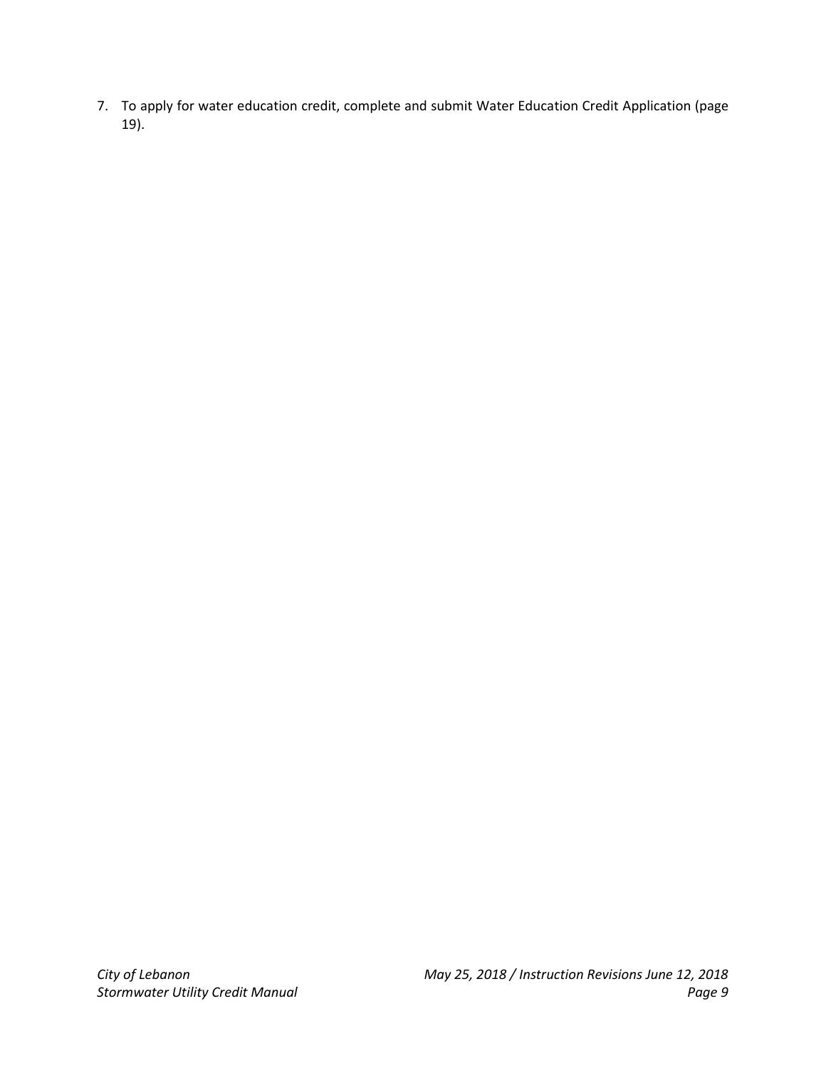7. To apply for water education credit, complete and submit Water Education Credit Application (page 19).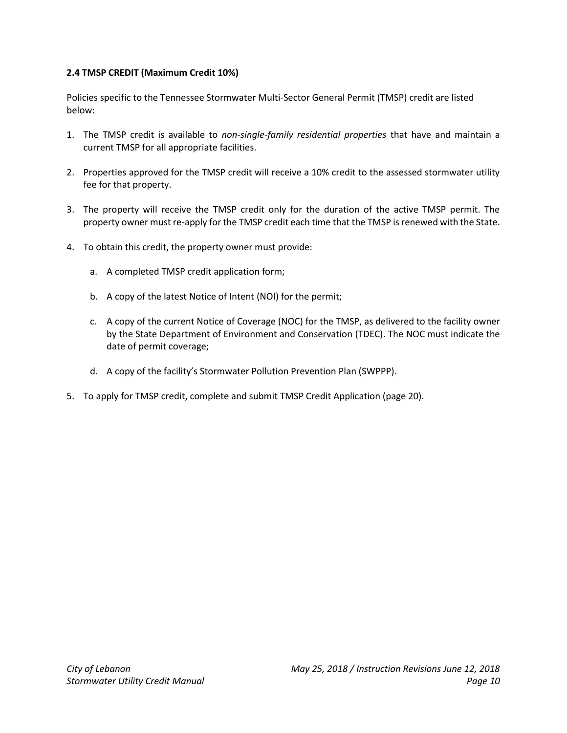### 2.4 TMSP CREDIT (Maximum Credit 10%)

Policies specific to the Tennessee Stormwater Multi-Sector General Permit (TMSP) credit are listed below:

1. The TMSP credit is available to *non-single-family residential properties* that have and maintain a current TMSP for all appropriate facilities.

2. Properties approved for the TMSP credit will receive a 10% credit to the assessed stormwater utility fee for that property.

3. The property will receive the TMSP credit only for the duration of the active TMSP permit. The property owner must re-apply for the TMSP credit each time that the TMSP is renewed with the State.

4. To obtain this credit, the property owner must provide:

   a. A completed TMSP credit application form;

   b. A copy of the latest Notice of Intent (NOI) for the permit;

   c. A copy of the current Notice of Coverage (NOC) for the TMSP, as delivered to the facility owner by the State Department of Environment and Conservation (TDEC). The NOC must indicate the date of permit coverage;

   d. A copy of the facility's Stormwater Pollution Prevention Plan (SWPPP).

5. To apply for TMSP credit, complete and submit TMSP Credit Application (page 20).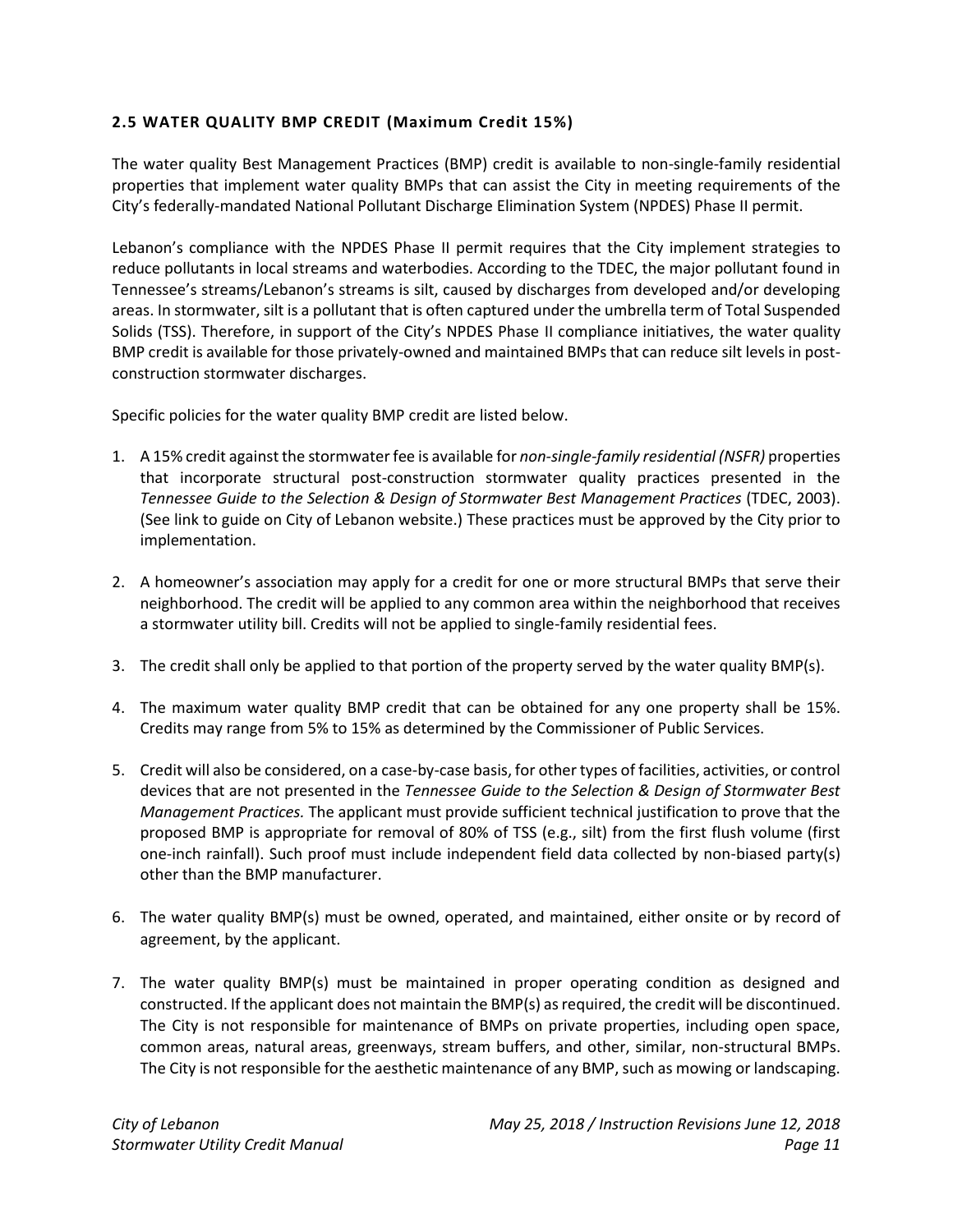### 2.5 WATER QUALITY BMP CREDIT (Maximum Credit 15%)

The water quality Best Management Practices (BMP) credit is available to non-single-family residential properties that implement water quality BMPs that can assist the City in meeting requirements of the City's federally-mandated National Pollutant Discharge Elimination System (NPDES) Phase II permit.

Lebanon's compliance with the NPDES Phase II permit requires that the City implement strategies to reduce pollutants in local streams and waterbodies. According to the TDEC, the major pollutant found in Tennessee's streams/Lebanon's streams is silt, caused by discharges from developed and/or developing areas. In stormwater, silt is a pollutant that is often captured under the umbrella term of Total Suspended Solids (TSS). Therefore, in support of the City's NPDES Phase II compliance initiatives, the water quality BMP credit is available for those privately-owned and maintained BMPs that can reduce silt levels in post-construction stormwater discharges.

Specific policies for the water quality BMP credit are listed below.

1. A 15% credit against the stormwater fee is available for *non-single-family residential (NSFR)* properties that incorporate structural post-construction stormwater quality practices presented in the *Tennessee Guide to the Selection & Design of Stormwater Best Management Practices* (TDEC, 2003). (See link to guide on City of Lebanon website.) These practices must be approved by the City prior to implementation.

2. A homeowner's association may apply for a credit for one or more structural BMPs that serve their neighborhood. The credit will be applied to any common area within the neighborhood that receives a stormwater utility bill. Credits will not be applied to single-family residential fees.

3. The credit shall only be applied to that portion of the property served by the water quality BMP(s).

4. The maximum water quality BMP credit that can be obtained for any one property shall be 15%. Credits may range from 5% to 15% as determined by the Commissioner of Public Services.

5. Credit will also be considered, on a case-by-case basis, for other types of facilities, activities, or control devices that are not presented in the *Tennessee Guide to the Selection & Design of Stormwater Best Management Practices.* The applicant must provide sufficient technical justification to prove that the proposed BMP is appropriate for removal of 80% of TSS (e.g., silt) from the first flush volume (first one-inch rainfall). Such proof must include independent field data collected by non-biased party(s) other than the BMP manufacturer.

6. The water quality BMP(s) must be owned, operated, and maintained, either onsite or by record of agreement, by the applicant.

7. The water quality BMP(s) must be maintained in proper operating condition as designed and constructed. If the applicant does not maintain the BMP(s) as required, the credit will be discontinued. The City is not responsible for maintenance of BMPs on private properties, including open space, common areas, natural areas, greenways, stream buffers, and other, similar, non-structural BMPs. The City is not responsible for the aesthetic maintenance of any BMP, such as mowing or landscaping.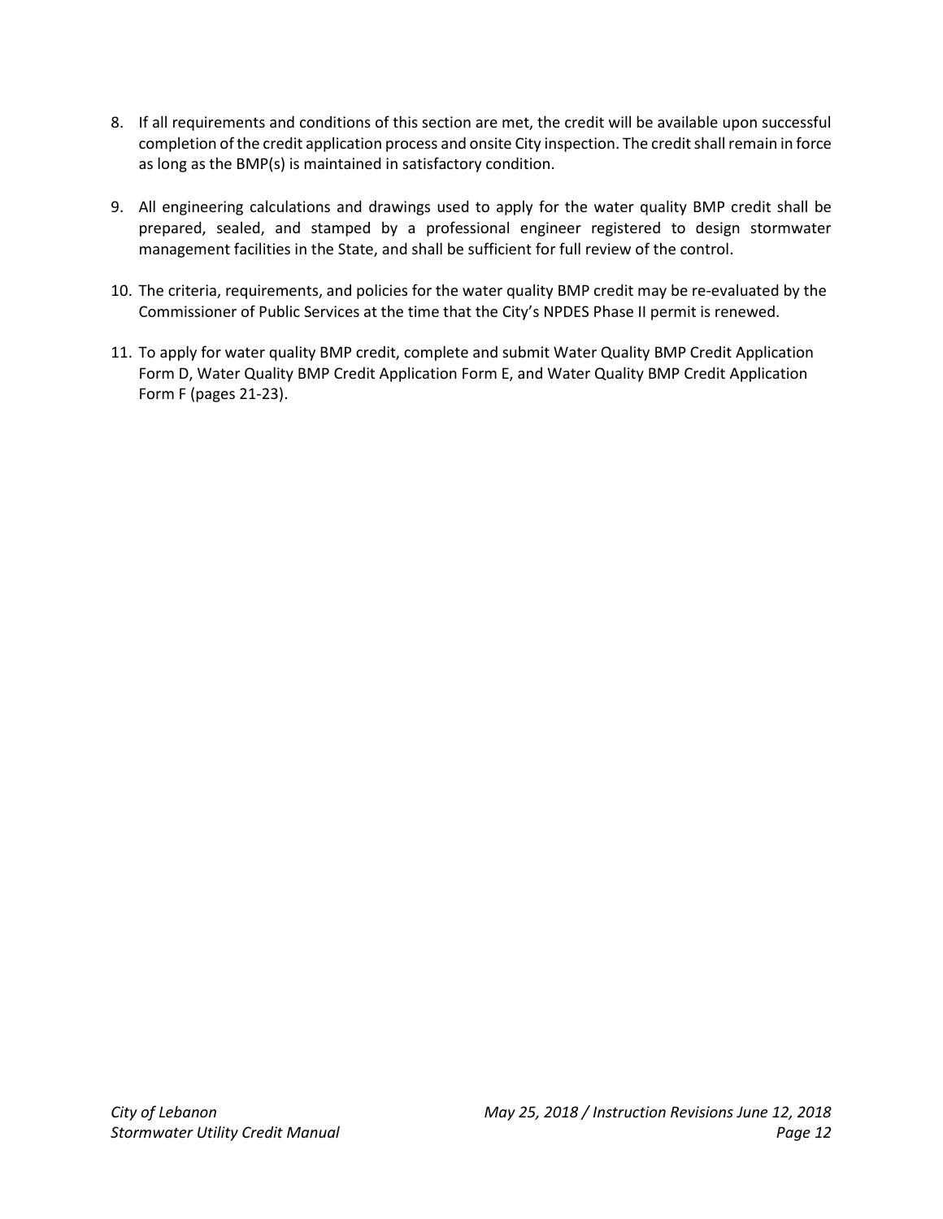8. If all requirements and conditions of this section are met, the credit will be available upon successful completion of the credit application process and onsite City inspection. The credit shall remain in force as long as the BMP(s) is maintained in satisfactory condition.

9. All engineering calculations and drawings used to apply for the water quality BMP credit shall be prepared, sealed, and stamped by a professional engineer registered to design stormwater management facilities in the State, and shall be sufficient for full review of the control.

10. The criteria, requirements, and policies for the water quality BMP credit may be re-evaluated by the Commissioner of Public Services at the time that the City's NPDES Phase II permit is renewed.

11. To apply for water quality BMP credit, complete and submit Water Quality BMP Credit Application Form D, Water Quality BMP Credit Application Form E, and Water Quality BMP Credit Application Form F (pages 21-23).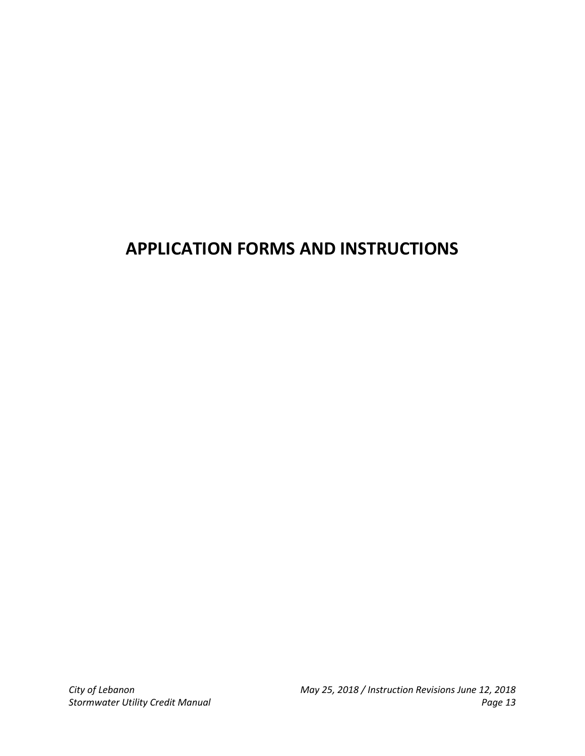# APPLICATION FORMS AND INSTRUCTIONS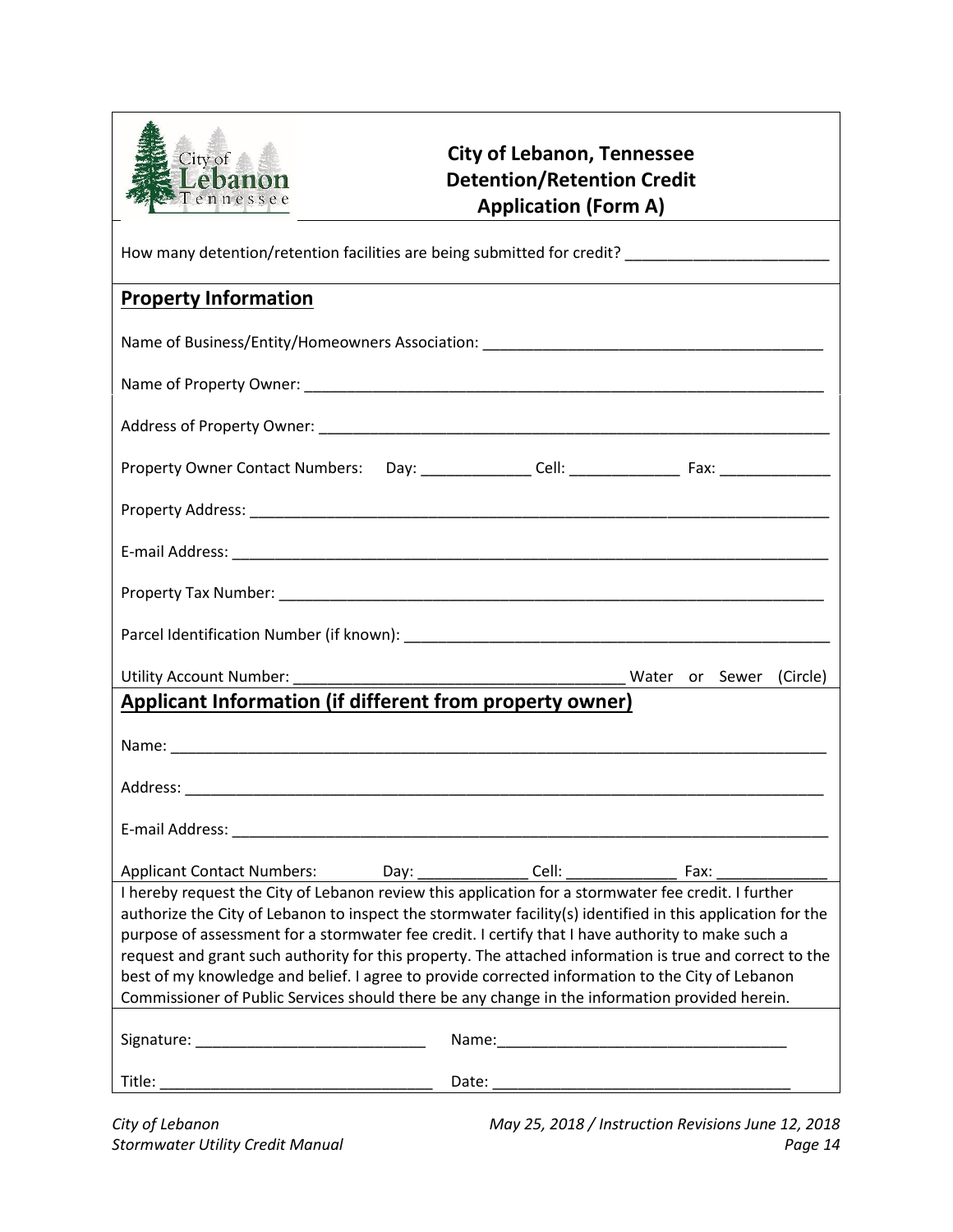# City of Lebanon, Tennessee Detention/Retention Credit Application (Form A)

How many detention/retention facilities are being submitted for credit? ________________________

## Property Information

Name of Business/Entity/Homeowners Association: ________________________________________

Name of Property Owner: ________________________________________________________________

Address of Property Owner: ______________________________________________________________

Property Owner Contact Numbers: Day: _____________ Cell: _____________ Fax: _____________

Property Address: ______________________________________________________________________

E-mail Address: ________________________________________________________________________

Property Tax Number: ___________________________________________________________________

Parcel Identification Number (if known): ___________________________________________________

Utility Account Number: ______________________________________ Water or Sewer (Circle)

## Applicant Information (if different from property owner)

Name: _________________________________________________________________________________

Address: _______________________________________________________________________________

E-mail Address: ________________________________________________________________________

Applicant Contact Numbers: Day: _____________ Cell: _____________ Fax: _____________

I hereby request the City of Lebanon review this application for a stormwater fee credit. I further authorize the City of Lebanon to inspect the stormwater facility(s) identified in this application for the purpose of assessment for a stormwater fee credit. I certify that I have authority to make such a request and grant such authority for this property. The attached information is true and correct to the best of my knowledge and belief. I agree to provide corrected information to the City of Lebanon Commissioner of Public Services should there be any change in the information provided herein.

Signature: ___________________________ Name: __________________________________

Title: _______________________________ Date: ___________________________________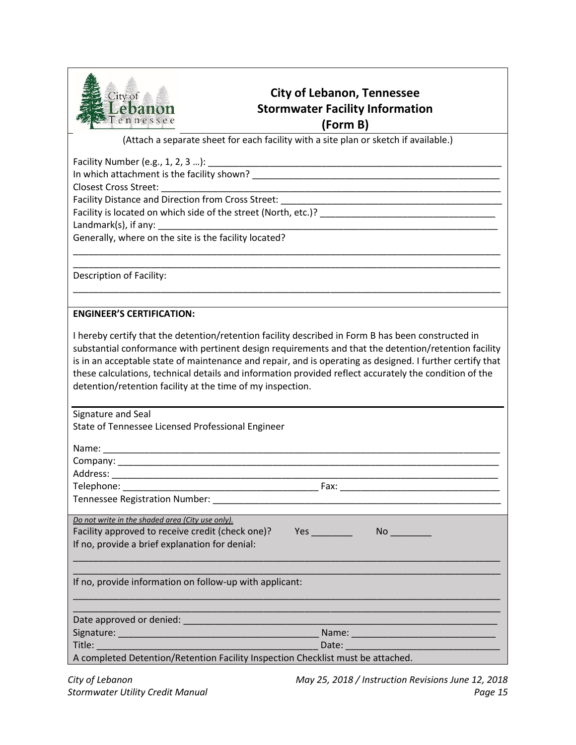# City of Lebanon, Tennessee
## Stormwater Facility Information
## (Form B)

(Attach a separate sheet for each facility with a site plan or sketch if available.)

Facility Number (e.g., 1, 2, 3 …): ___________________________________________________________

In which attachment is the facility shown? ___________________________________________________

Closest Cross Street: _____________________________________________________________________

Facility Distance and Direction from Cross Street: _____________________________________________

Facility is located on which side of the street (North, etc.)? ___________________________________

Landmark(s), if any: _____________________________________________________________________

Generally, where on the site is the facility located?

_____________________________________________________________________________________

_____________________________________________________________________________________

Description of Facility:

_____________________________________________________________________________________

**ENGINEER'S CERTIFICATION:**

I hereby certify that the detention/retention facility described in Form B has been constructed in substantial conformance with pertinent design requirements and that the detention/retention facility is in an acceptable state of maintenance and repair, and is operating as designed. I further certify that these calculations, technical details and information provided reflect accurately the condition of the detention/retention facility at the time of my inspection.

_____________________________________________________________________________________

Signature and Seal
State of Tennessee Licensed Professional Engineer

Name: _______________________________________________________________________________

Company: ____________________________________________________________________________

Address: _____________________________________________________________________________

Telephone: ______________________________________ Fax: _______________________________

Tennessee Registration Number: __________________________________________________________

*Do not write in the shaded area (City use only).*

Facility approved to receive credit (check one)? Yes ________ No ________

If no, provide a brief explanation for denial:

_____________________________________________________________________________________

_____________________________________________________________________________________

If no, provide information on follow-up with applicant:

_____________________________________________________________________________________

_____________________________________________________________________________________

Date approved or denied: _______________________________________________________________

Signature: ______________________________________ Name: ___________________________

Title: ___________________________________________ Date: ____________________________

A completed Detention/Retention Facility Inspection Checklist must be attached.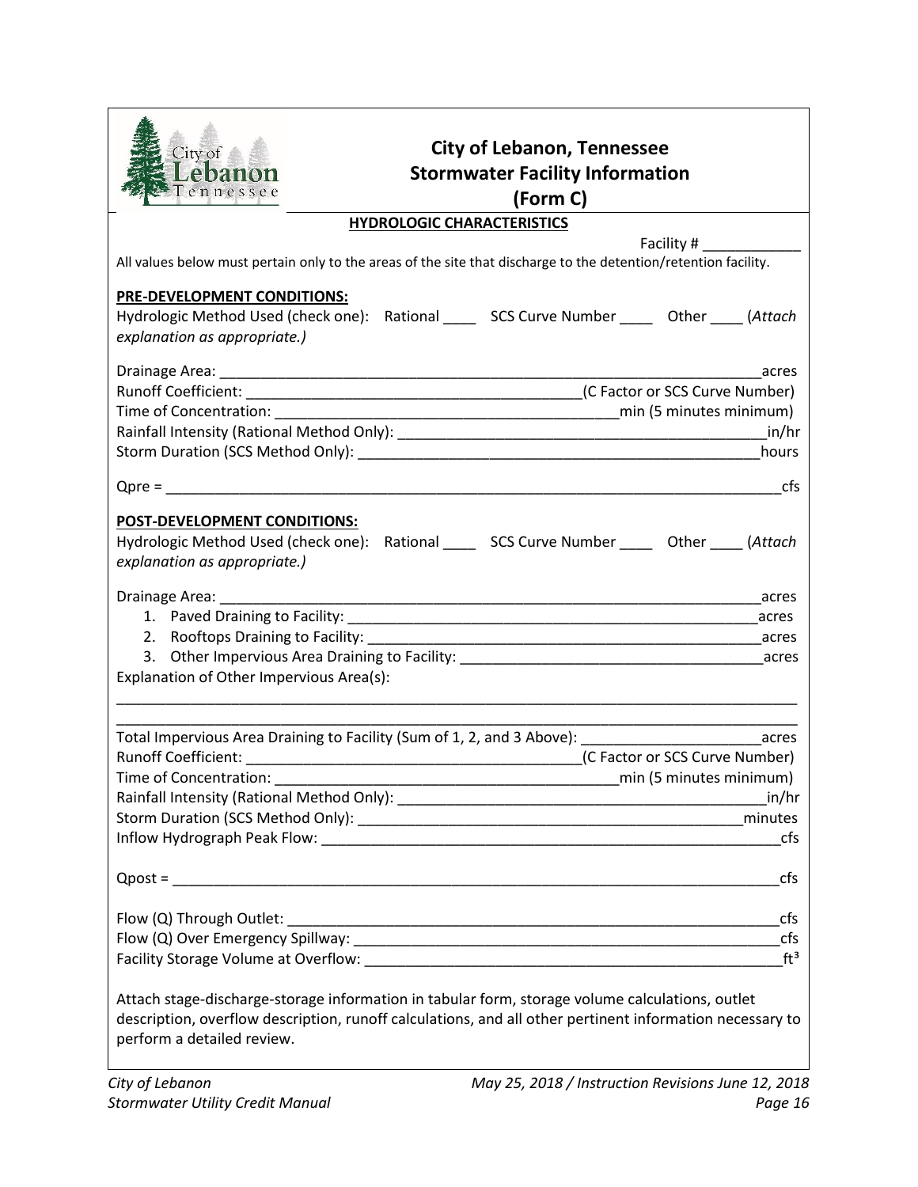# City of Lebanon, Tennessee
# Stormwater Facility Information
# (Form C)

**HYDROLOGIC CHARACTERISTICS**

Facility # ____________

All values below must pertain only to the areas of the site that discharge to the detention/retention facility.

**PRE-DEVELOPMENT CONDITIONS:**

Hydrologic Method Used (check one): Rational ____ SCS Curve Number ____ Other ____ (*Attach explanation as appropriate.)*

Drainage Area: ____________________________________________________________acres

Runoff Coefficient: ______________________________________(C Factor or SCS Curve Number)

Time of Concentration: ________________________________________min (5 minutes minimum)

Rainfall Intensity (Rational Method Only): ____________________________________________in/hr

Storm Duration (SCS Method Only): _________________________________________________hours

Qpre = _______________________________________________________________________cfs

**POST-DEVELOPMENT CONDITIONS:**

Hydrologic Method Used (check one): Rational ____ SCS Curve Number ____ Other ____ (*Attach explanation as appropriate.)*

Drainage Area: ____________________________________________________________acres

1. Paved Draining to Facility: ___________________________________________________acres
2. Rooftops Draining to Facility: _________________________________________________acres
3. Other Impervious Area Draining to Facility: ____________________________________acres

Explanation of Other Impervious Area(s):

_____________________________________________________________________________________

_____________________________________________________________________________________

Total Impervious Area Draining to Facility (Sum of 1, 2, and 3 Above): ______________________acres

Runoff Coefficient: ______________________________________(C Factor or SCS Curve Number)

Time of Concentration: ________________________________________min (5 minutes minimum)

Rainfall Intensity (Rational Method Only): ____________________________________________in/hr

Storm Duration (SCS Method Only): _______________________________________________minutes

Inflow Hydrograph Peak Flow: _________________________________________________________cfs

Qpost = ______________________________________________________________________cfs

Flow (Q) Through Outlet: _____________________________________________________________cfs

Flow (Q) Over Emergency Spillway: ____________________________________________________cfs

Facility Storage Volume at Overflow: ___________________________________________________$ft^3$

Attach stage-discharge-storage information in tabular form, storage volume calculations, outlet description, overflow description, runoff calculations, and all other pertinent information necessary to perform a detailed review.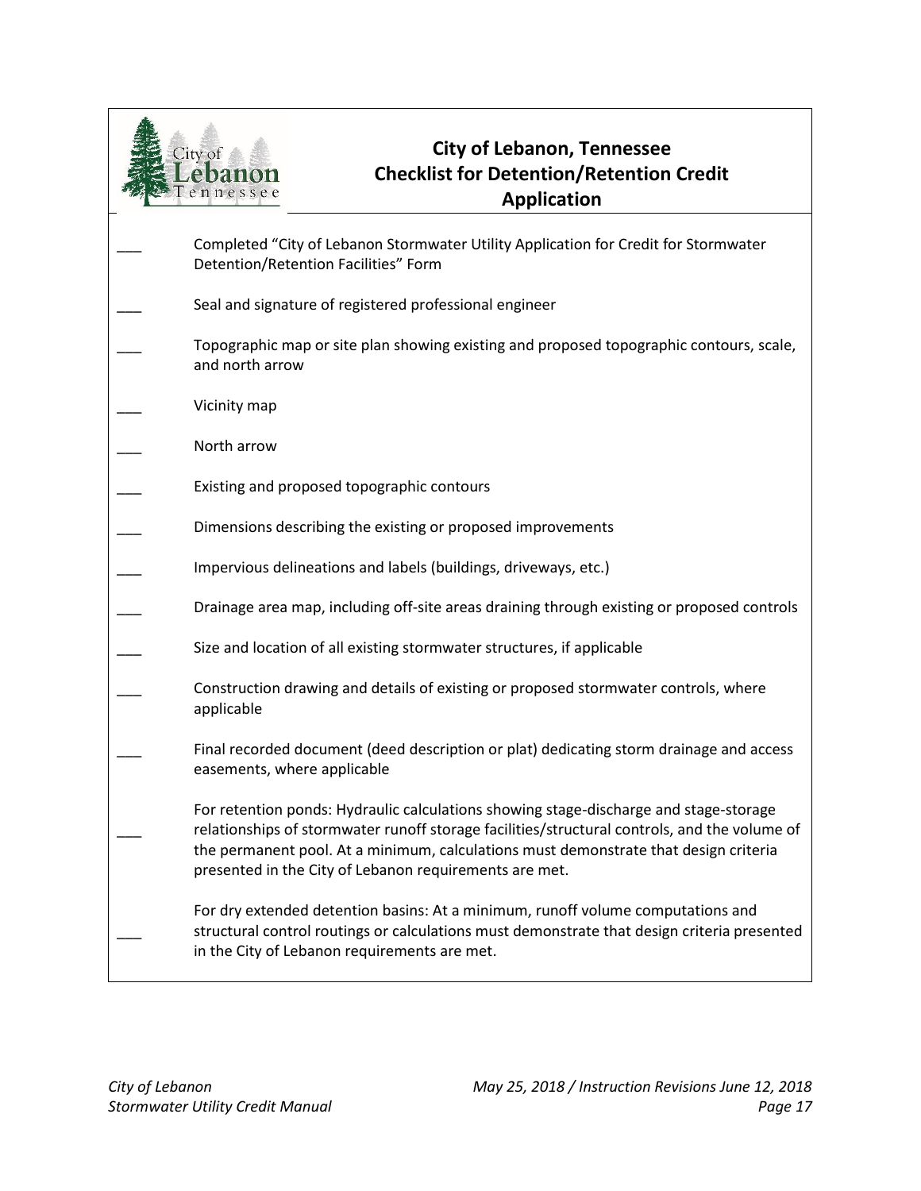# City of Lebanon, Tennessee
## Checklist for Detention/Retention Credit Application

- ___ Completed "City of Lebanon Stormwater Utility Application for Credit for Stormwater Detention/Retention Facilities" Form
- ___ Seal and signature of registered professional engineer
- ___ Topographic map or site plan showing existing and proposed topographic contours, scale, and north arrow
- ___ Vicinity map
- ___ North arrow
- ___ Existing and proposed topographic contours
- ___ Dimensions describing the existing or proposed improvements
- ___ Impervious delineations and labels (buildings, driveways, etc.)
- ___ Drainage area map, including off-site areas draining through existing or proposed controls
- ___ Size and location of all existing stormwater structures, if applicable
- ___ Construction drawing and details of existing or proposed stormwater controls, where applicable
- ___ Final recorded document (deed description or plat) dedicating storm drainage and access easements, where applicable
- ___ For retention ponds: Hydraulic calculations showing stage-discharge and stage-storage relationships of stormwater runoff storage facilities/structural controls, and the volume of the permanent pool. At a minimum, calculations must demonstrate that design criteria presented in the City of Lebanon requirements are met.
- ___ For dry extended detention basins: At a minimum, runoff volume computations and structural control routings or calculations must demonstrate that design criteria presented in the City of Lebanon requirements are met.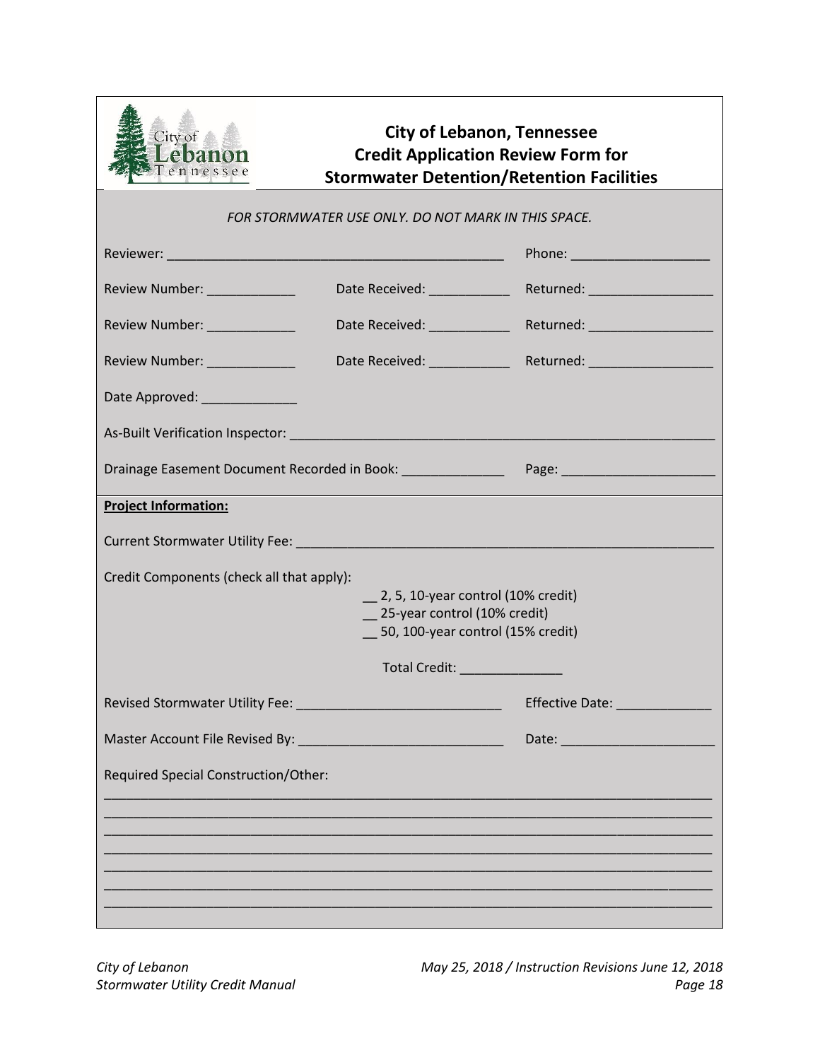# City of Lebanon, Tennessee
# Credit Application Review Form for Stormwater Detention/Retention Facilities

*FOR STORMWATER USE ONLY. DO NOT MARK IN THIS SPACE.*

Reviewer: _______________________________________________ Phone: ___________________

Review Number: ____________ Date Received: ___________ Returned: _________________

Review Number: ____________ Date Received: ___________ Returned: _________________

Review Number: ____________ Date Received: ___________ Returned: _________________

Date Approved: _____________

As-Built Verification Inspector: __________________________________________________________

Drainage Easement Document Recorded in Book: ______________ Page: _____________________

**Project Information:**

Current Stormwater Utility Fee: _________________________________________________________

Credit Components (check all that apply):

__ 2, 5, 10-year control (10% credit)
__ 25-year control (10% credit)
__ 50, 100-year control (15% credit)

Total Credit: ______________

Revised Stormwater Utility Fee: ___________________________ Effective Date: _____________

Master Account File Revised By: ___________________________ Date: _____________________

Required Special Construction/Other:

_____________________________________________________________________________________
_____________________________________________________________________________________
_____________________________________________________________________________________
_____________________________________________________________________________________
_____________________________________________________________________________________
_____________________________________________________________________________________
_____________________________________________________________________________________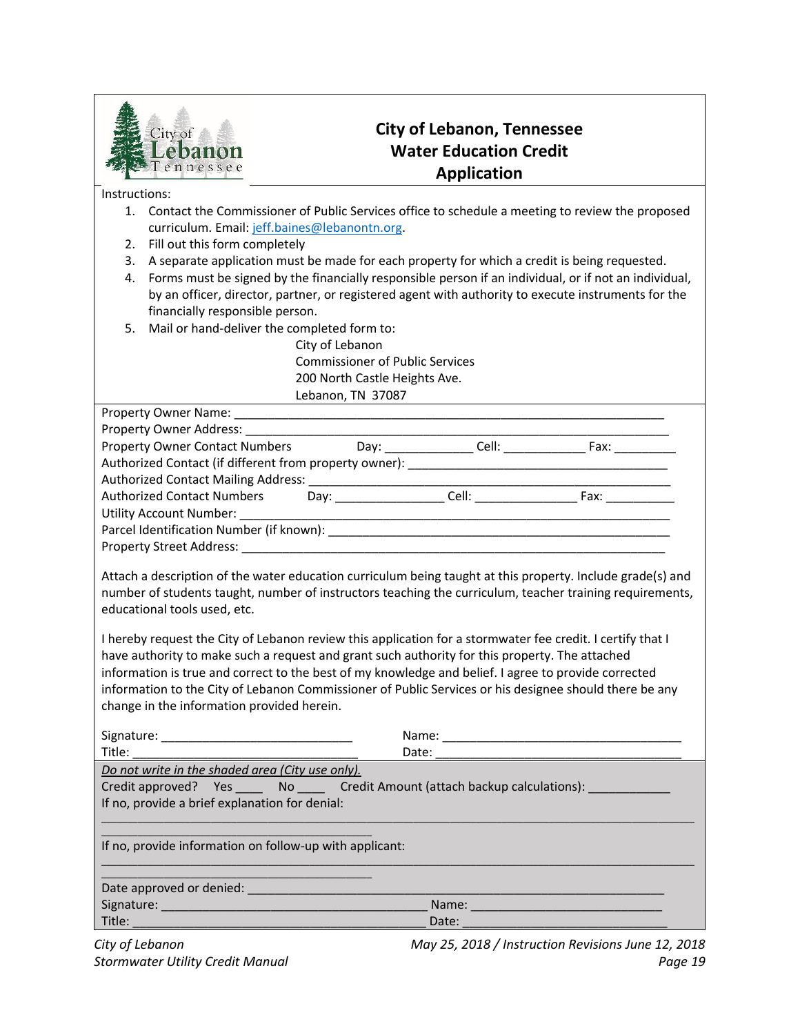# City of Lebanon, Tennessee Water Education Credit Application

Instructions:

1. Contact the Commissioner of Public Services office to schedule a meeting to review the proposed curriculum. Email: jeff.baines@lebanontn.org.
2. Fill out this form completely
3. A separate application must be made for each property for which a credit is being requested.
4. Forms must be signed by the financially responsible person if an individual, or if not an individual, by an officer, director, partner, or registered agent with authority to execute instruments for the financially responsible person.
5. Mail or hand-deliver the completed form to:

   City of Lebanon
   Commissioner of Public Services
   200 North Castle Heights Ave.
   Lebanon, TN 37087

Property Owner Name: ____________________________________________

Property Owner Address: ____________________________________________

Property Owner Contact Numbers Day: ____________ Cell: ____________ Fax: _________

Authorized Contact (if different from property owner): ______________________________

Authorized Contact Mailing Address: ____________________________________________

Authorized Contact Numbers Day: _______________ Cell: _______________ Fax: __________

Utility Account Number: ____________________________________________

Parcel Identification Number (if known): ____________________________________________

Property Street Address: ____________________________________________

Attach a description of the water education curriculum being taught at this property. Include grade(s) and number of students taught, number of instructors teaching the curriculum, teacher training requirements, educational tools used, etc.

I hereby request the City of Lebanon review this application for a stormwater fee credit. I certify that I have authority to make such a request and grant such authority for this property. The attached information is true and correct to the best of my knowledge and belief. I agree to provide corrected information to the City of Lebanon Commissioner of Public Services or his designee should there be any change in the information provided herein.

Signature: ___________________________ Name: ___________________________________

Title: _______________________________ Date: ___________________________________

*Do not write in the shaded area (City use only).*

Credit approved? Yes ____ No ____ Credit Amount (attach backup calculations): ___________

If no, provide a brief explanation for denial:

____________________________________________________________________________

If no, provide information on follow-up with applicant:

____________________________________________________________________________

Date approved or denied: ____________________________________________

Signature: ____________________________________ Name: ___________________________

Title: ________________________________________ Date: ___________________________

*City of Lebanon*
*Stormwater Utility Credit Manual*

*May 25, 2018 / Instruction Revisions June 12, 2018*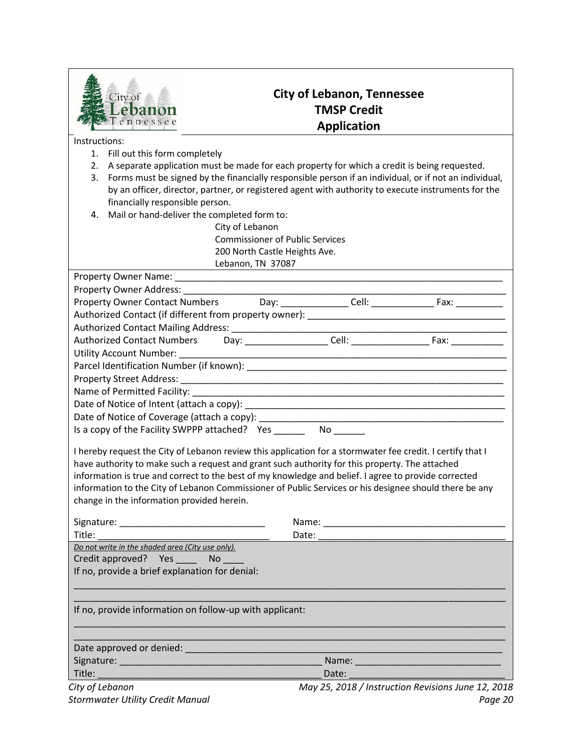# City of Lebanon, Tennessee
# TMSP Credit
# Application

Instructions:

1. Fill out this form completely
2. A separate application must be made for each property for which a credit is being requested.
3. Forms must be signed by the financially responsible person if an individual, or if not an individual, by an officer, director, partner, or registered agent with authority to execute instruments for the financially responsible person.
4. Mail or hand-deliver the completed form to:

   City of Lebanon
   Commissioner of Public Services
   200 North Castle Heights Ave.
   Lebanon, TN 37087

Property Owner Name: ____________________________________________________________

Property Owner Address: __________________________________________________________

Property Owner Contact Numbers Day: _____________ Cell: ____________ Fax: _________

Authorized Contact (if different from property owner): _____________________________________

Authorized Contact Mailing Address: __________________________________________________

Authorized Contact Numbers Day: ________________ Cell: _______________ Fax: __________

Utility Account Number: ___________________________________________________________

Parcel Identification Number (if known): _______________________________________________

Property Street Address: ___________________________________________________________

Name of Permitted Facility: _________________________________________________________

Date of Notice of Intent (attach a copy): _______________________________________________

Date of Notice of Coverage (attach a copy): _____________________________________________

Is a copy of the Facility SWPPP attached? Yes ______ No ______

I hereby request the City of Lebanon review this application for a stormwater fee credit. I certify that I have authority to make such a request and grant such authority for this property. The attached information is true and correct to the best of my knowledge and belief. I agree to provide corrected information to the City of Lebanon Commissioner of Public Services or his designee should there be any change in the information provided herein.

Signature: ____________________________ Name: ___________________________________

Title: _________________________________ Date: ___________________________________

*Do not write in the shaded area (City use only).*

Credit approved? Yes ____ No ____

If no, provide a brief explanation for denial:

_____________________________________________________________________________________

_____________________________________________________________________________________

If no, provide information on follow-up with applicant:

_____________________________________________________________________________________

_____________________________________________________________________________________

Date approved or denied: ___________________________________________________________

Signature: _______________________________________ Name: ___________________________

Title: ___________________________________________ Date: ____________________________

*City of Lebanon* *May 25, 2018 / Instruction Revisions June 12, 2018*

*Stormwater Utility Credit Manual*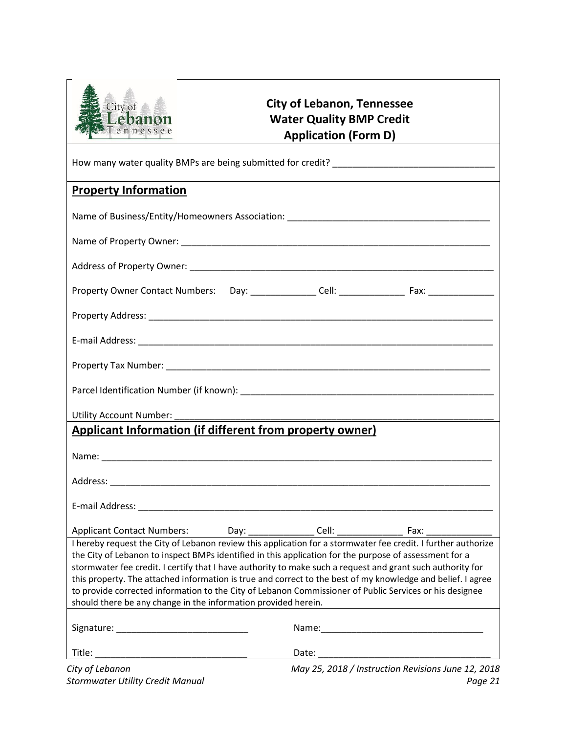# City of Lebanon, Tennessee
# Water Quality BMP Credit
# Application (Form D)

How many water quality BMPs are being submitted for credit? ________________________________

## Property Information

Name of Business/Entity/Homeowners Association: ________________________________________

Name of Property Owner: ________________________________________________________________

Address of Property Owner: ______________________________________________________________

Property Owner Contact Numbers: Day: _____________ Cell: _____________ Fax: _____________

Property Address: _______________________________________________________________________

E-mail Address: _________________________________________________________________________

Property Tax Number: ___________________________________________________________________

Parcel Identification Number (if known): ___________________________________________________

Utility Account Number: _________________________________________________________________

## Applicant Information (if different from property owner)

Name: _________________________________________________________________________________

Address: _______________________________________________________________________________

E-mail Address: _________________________________________________________________________

Applicant Contact Numbers: Day: _____________ Cell: _____________ Fax: _____________

I hereby request the City of Lebanon review this application for a stormwater fee credit. I further authorize the City of Lebanon to inspect BMPs identified in this application for the purpose of assessment for a stormwater fee credit. I certify that I have authority to make such a request and grant such authority for this property. The attached information is true and correct to the best of my knowledge and belief. I agree to provide corrected information to the City of Lebanon Commissioner of Public Services or his designee should there be any change in the information provided herein.

Signature: __________________________ Name: _________________________________

Title: ______________________________ Date: __________________________________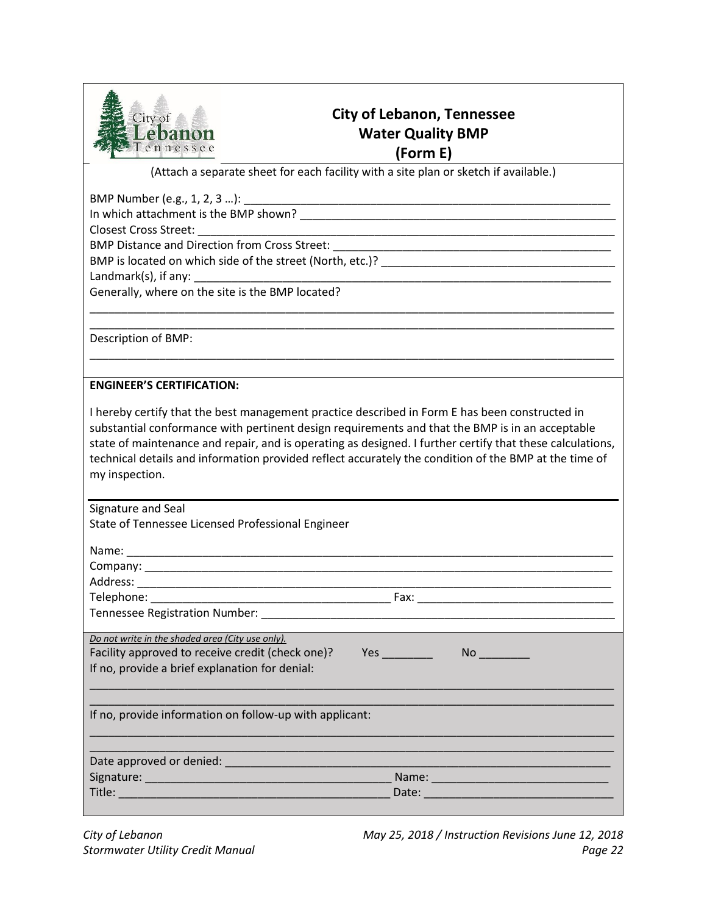# City of Lebanon, Tennessee
## Water Quality BMP
## (Form E)

(Attach a separate sheet for each facility with a site plan or sketch if available.)

BMP Number (e.g., 1, 2, 3 …): ___________________________________________________________

In which attachment is the BMP shown? ___________________________________________________

Closest Cross Street: ______________________________________________________________

BMP Distance and Direction from Cross Street: ______________________________________________

BMP is located on which side of the street (North, etc.)? ___________________________________

Landmark(s), if any: _______________________________________________________________

Generally, where on the site is the BMP located?

_________________________________________________________________________________

_________________________________________________________________________________

Description of BMP:

_________________________________________________________________________________

**ENGINEER'S CERTIFICATION:**

I hereby certify that the best management practice described in Form E has been constructed in substantial conformance with pertinent design requirements and that the BMP is in an acceptable state of maintenance and repair, and is operating as designed. I further certify that these calculations, technical details and information provided reflect accurately the condition of the BMP at the time of my inspection.

_________________________________________________________________________________

Signature and Seal
State of Tennessee Licensed Professional Engineer

Name: _________________________________________________________________________

Company: ______________________________________________________________________

Address: _______________________________________________________________________

Telephone: ______________________________________ Fax: ______________________________

Tennessee Registration Number: ____________________________________________________

*Do not write in the shaded area (City use only).*

Facility approved to receive credit (check one)? Yes ________ No ________

If no, provide a brief explanation for denial:

_________________________________________________________________________________

_________________________________________________________________________________

If no, provide information on follow-up with applicant:

_________________________________________________________________________________

_________________________________________________________________________________

Date approved or denied: _________________________________________________________

Signature: ______________________________________ Name: ___________________________

Title: __________________________________________ Date: ____________________________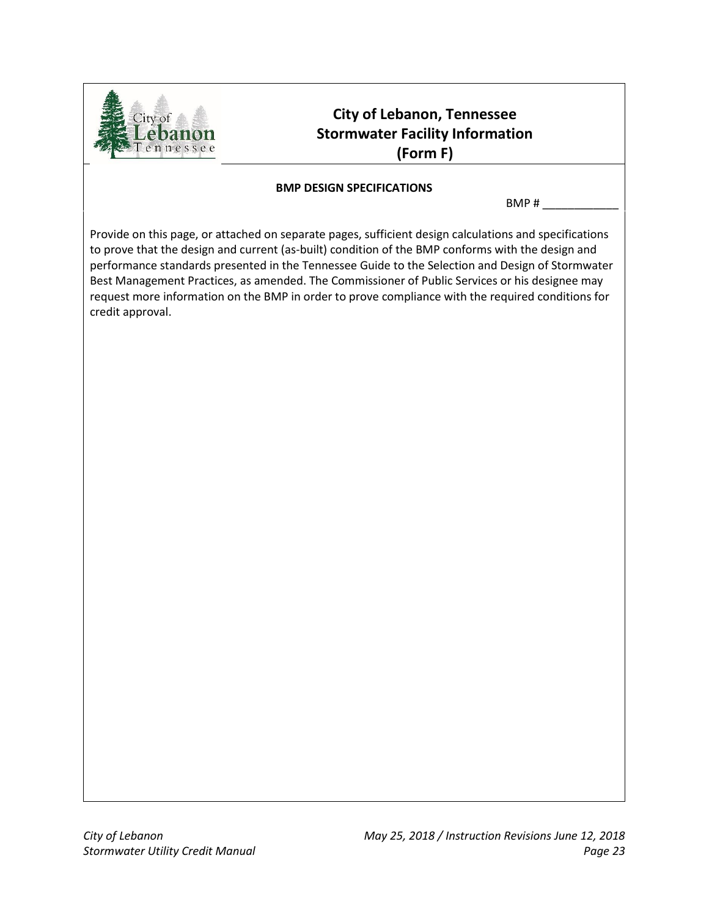# City of Lebanon, Tennessee
## Stormwater Facility Information
## (Form F)

**BMP DESIGN SPECIFICATIONS**

BMP # ____________

Provide on this page, or attached on separate pages, sufficient design calculations and specifications to prove that the design and current (as-built) condition of the BMP conforms with the design and performance standards presented in the Tennessee Guide to the Selection and Design of Stormwater Best Management Practices, as amended. The Commissioner of Public Services or his designee may request more information on the BMP in order to prove compliance with the required conditions for credit approval.